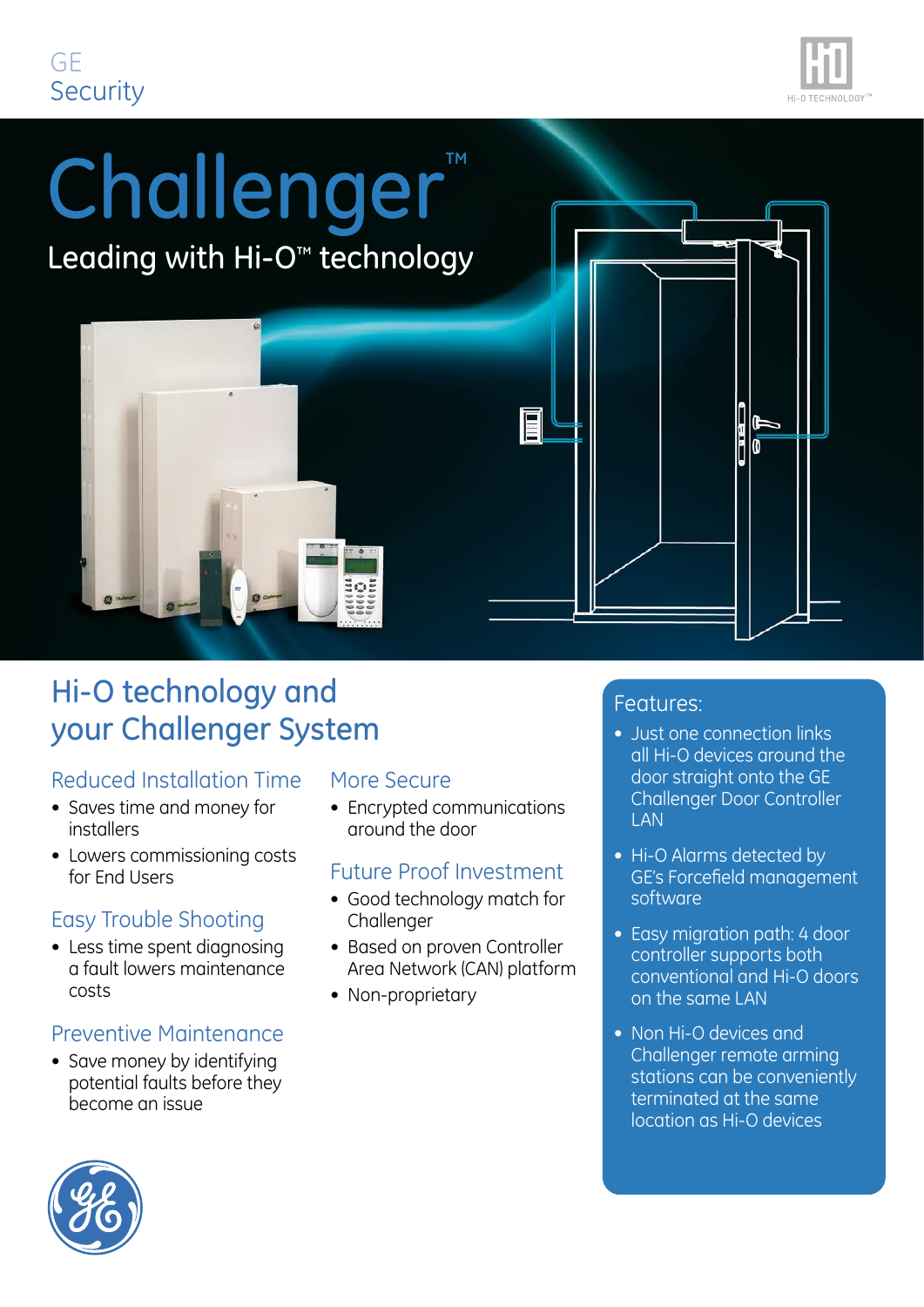GE
Security

# Challenger™

Leading with Hi-O™ technology

## Hi-O technology and your Challenger System

### Reduced Installation Time

- Saves time and money for installers
- Lowers commissioning costs for End Users

### Easy Trouble Shooting

- Less time spent diagnosing a fault lowers maintenance costs

### Preventive Maintenance

- Save money by identifying potential faults before they become an issue

### More Secure

- Encrypted communications around the door

### Future Proof Investment

- Good technology match for Challenger
- Based on proven Controller Area Network (CAN) platform
- Non-proprietary

### Features:

- Just one connection links all Hi-O devices around the door straight onto the GE Challenger Door Controller LAN
- Hi-O Alarms detected by GE's Forcefield management software
- Easy migration path: 4 door controller supports both conventional and Hi-O doors on the same LAN
- Non Hi-O devices and Challenger remote arming stations can be conveniently terminated at the same location as Hi-O devices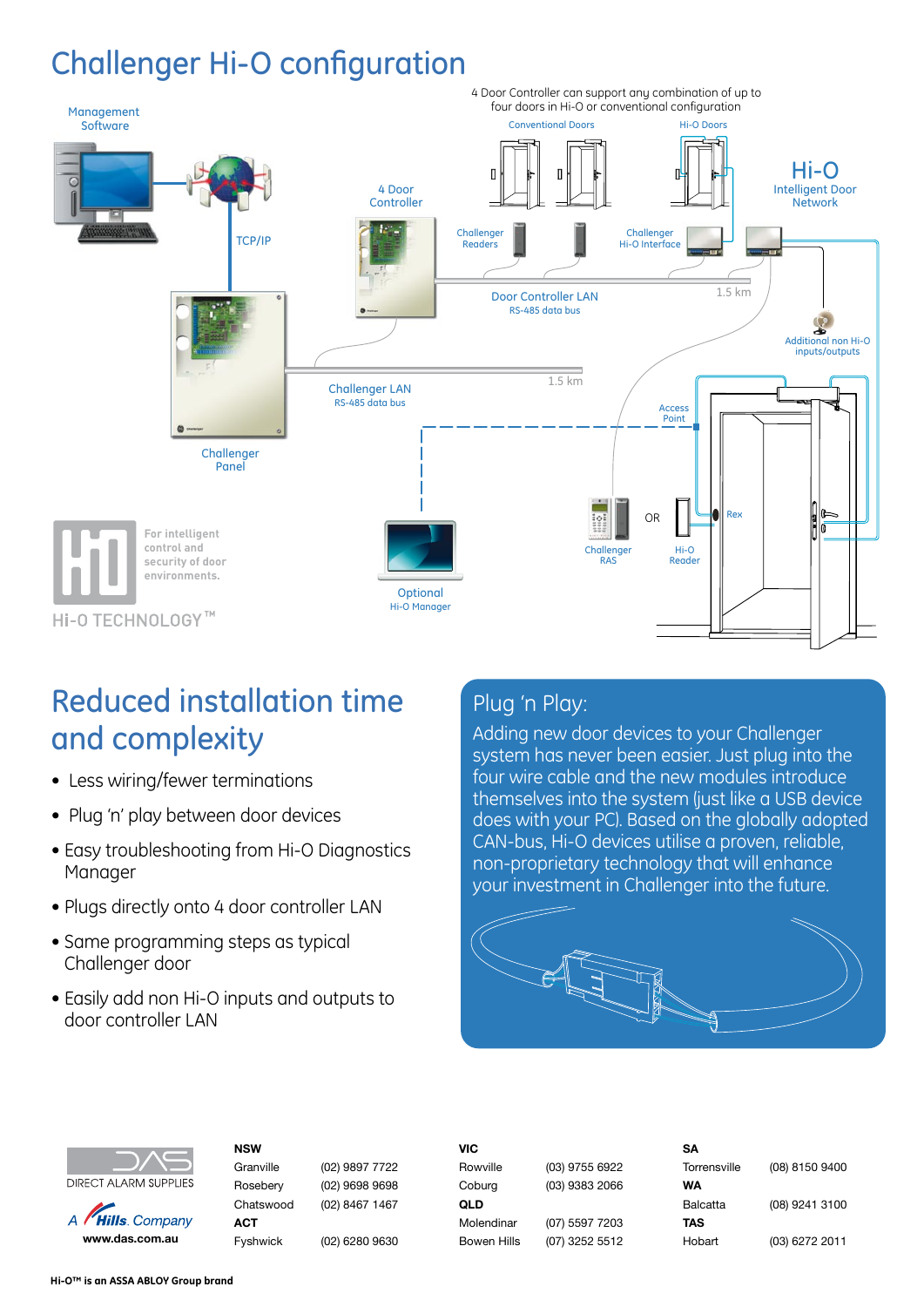# Challenger Hi-O configuration

Management Software

TCP/IP

4 Door Controller can support any combination of up to four doors in Hi-O or conventional configuration

Conventional Doors

Hi-O Doors

4 Door Controller

Challenger Readers

Challenger Hi-O Interface

Hi-O Intelligent Door Network

Door Controller LAN
RS-485 data bus

1.5 km

Additional non Hi-O inputs/outputs

Challenger LAN
RS-485 data bus

1.5 km

Access Point

Challenger Panel

Rex

OR

Challenger RAS

Hi-O Reader

For intelligent control and security of door environments.

Hi-O TECHNOLOGY™

Optional
Hi-O Manager

## Reduced installation time and complexity

- Less wiring/fewer terminations
- Plug 'n' play between door devices
- Easy troubleshooting from Hi-O Diagnostics Manager
- Plugs directly onto 4 door controller LAN
- Same programming steps as typical Challenger door
- Easily add non Hi-O inputs and outputs to door controller LAN

## Plug 'n Play:

Adding new door devices to your Challenger system has never been easier. Just plug into the four wire cable and the new modules introduce themselves into the system (just like a USB device does with your PC). Based on the globally adopted CAN-bus, Hi-O devices utilise a proven, reliable, non-proprietary technology that will enhance your investment in Challenger into the future.

DIRECT ALARM SUPPLIES

A Hills Company

www.das.com.au

| | | | | | |
|---|---|---|---|---|---|
| **NSW** | | **VIC** | | **SA** | |
| Granville | (02) 9897 7722 | Rowville | (03) 9755 6922 | Torrensville | (08) 8150 9400 |
| Rosebery | (02) 9698 9698 | Coburg | (03) 9383 2066 | **WA** | |
| Chatswood | (02) 8467 1467 | **QLD** | | Balcatta | (08) 9241 3100 |
| **ACT** | | Molendinar | (07) 5597 7203 | **TAS** | |
| Fyshwick | (02) 6280 9630 | Bowen Hills | (07) 3252 5512 | Hobart | (03) 6272 2011 |

**Hi-O™ is an ASSA ABLOY Group brand**